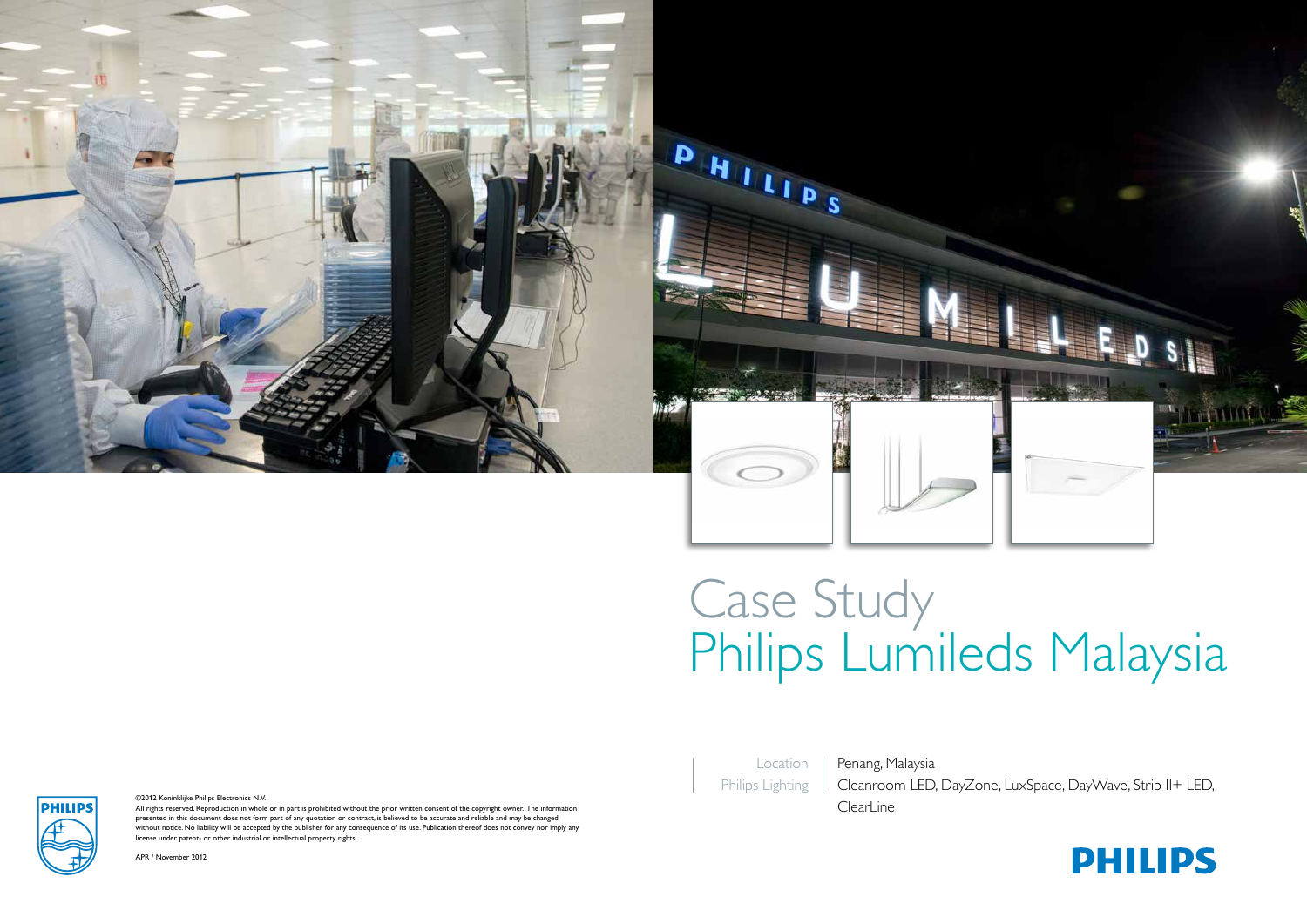# Case Study
# Philips Lumileds Malaysia

| Location | Penang, Malaysia |
| --- | --- |
| Philips Lighting | Cleanroom LED, DayZone, LuxSpace, DayWave, Strip II+ LED, ClearLine |

©2012 Koninklijke Philips Electronics N.V.
All rights reserved. Reproduction in whole or in part is prohibited without the prior written consent of the copyright owner. The information presented in this document does not form part of any quotation or contract, is believed to be accurate and reliable and may be changed without notice. No liability will be accepted by the publisher for any consequence of its use. Publication thereof does not convey nor imply any license under patent- or other industrial or intellectual property rights.

APR / November 2012

PHILIPS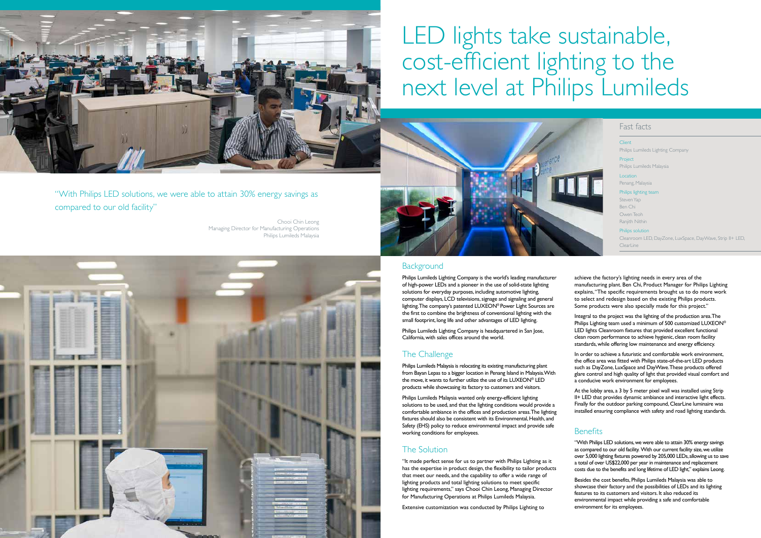# LED lights take sustainable, cost-efficient lighting to the next level at Philips Lumileds

"With Philips LED solutions, we were able to attain 30% energy savings as compared to our old facility"

Chooi Chin Leong
Managing Director for Manufacturing Operations
Philips Lumileds Malaysia

## Fast facts

**Client**
Philips Lumileds Lighting Company

**Project**
Philips Lumileds Malaysia

**Location**
Penang, Malaysia

**Philips lighting team**
Steven Yap
Ben Chi
Owen Teoh
Ranjith Nithin

**Philips solution**
Cleanroom LED, DayZone, LuxSpace, DayWave, Strip II+ LED, ClearLine

## Background

Philips Lumileds Lighting Company is the world's leading manufacturer of high-power LEDs and a pioneer in the use of solid-state lighting solutions for everyday purposes, including automotive lighting, computer displays, LCD televisions, signage and signaling and general lighting. The company's patented LUXEON® Power Light Sources are the first to combine the brightness of conventional lighting with the small footprint, long life and other advantages of LED lighting.

Philips Lumileds Lighting Company is headquartered in San Jose, California, with sales offices around the world.

## The Challenge

Philips Lumileds Malaysia is relocating its existing manufacturing plant from Bayan Lepas to a bigger location in Penang Island in Malaysia. With the move, it wants to further utilize the use of its LUXEON® LED products while showcasing its factory to customers and visitors.

Philips Lumileds Malaysia wanted only energy-efficient lighting solutions to be used, and that the lighting conditions would provide a comfortable ambiance in the offices and production areas. The lighting fixtures should also be consistent with its Environmental, Health, and Safety (EHS) policy to reduce environmental impact and provide safe working conditions for employees.

## The Solution

"It made perfect sense for us to partner with Philips Lighting as it has the expertise in product design, the flexibility to tailor products that meet our needs, and the capability to offer a wide range of lighting products and total lighting solutions to meet specific lighting requirements," says Chooi Chin Leong, Managing Director for Manufacturing Operations at Philips Lumileds Malaysia.

Extensive customization was conducted by Philips Lighting to achieve the factory's lighting needs in every area of the manufacturing plant. Ben Chi, Product Manager for Philips Lighting explains, "The specific requirements brought us to do more work to select and redesign based on the existing Philips products. Some products were also specially made for this project."

Integral to the project was the lighting of the production area. The Philips Lighting team used a minimum of 500 customized LUXEON® LED lights Cleanroom fixtures that provided excellent functional clean room performance to achieve hygienic, clean room facility standards, while offering low maintenance and energy efficiency.

In order to achieve a futuristic and comfortable work environment, the office area was fitted with Philips state-of-the-art LED products such as DayZone, LuxSpace and DayWave. These products offered glare control and high quality of light that provided visual comfort and a conducive work environment for employees.

At the lobby area, a 3 by 5 meter pixel wall was installed using Strip II+ LED that provides dynamic ambiance and interactive light effects. Finally for the outdoor parking compound, ClearLine luminaire was installed ensuring compliance with safety and road lighting standards.

## Benefits

"With Philips LED solutions, we were able to attain 30% energy savings as compared to our old facility. With our current facility size, we utilize over 5,000 lighting fixtures powered by 205,000 LEDs, allowing us to save a total of over US$22,000 per year in maintenance and replacement costs due to the benefits and long lifetime of LED light," explains Leong.

Besides the cost benefits, Philips Lumileds Malaysia was able to showcase their factory and the possibilities of LEDs and its lighting features to its customers and visitors. It also reduced its environmental impact while providing a safe and comfortable environment for its employees.